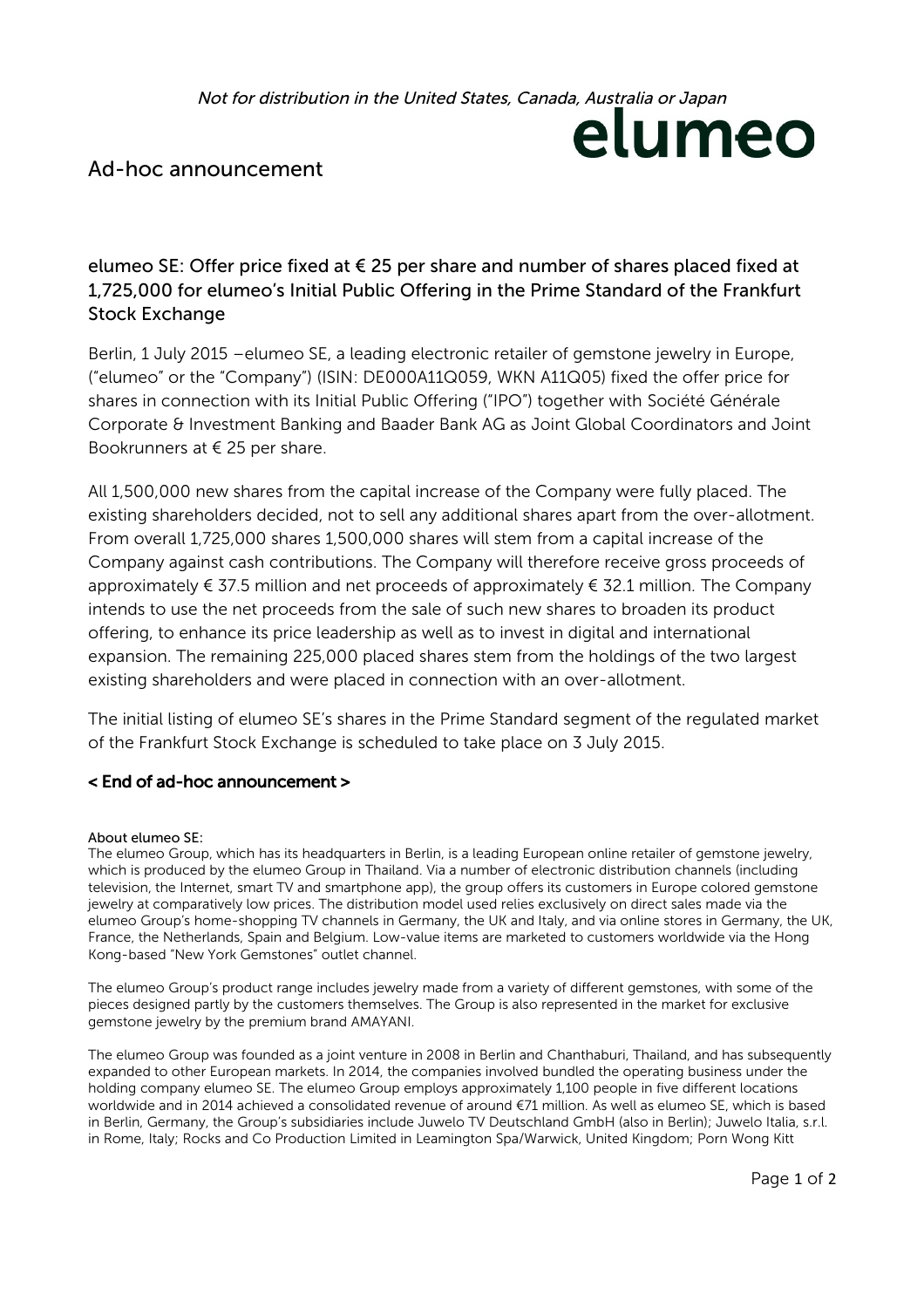*Not for distribution in the United States, Canada, Australia or Japan*

elumeo

Ad-hoc announcement

## elumeo SE: Offer price fixed at € 25 per share and number of shares placed fixed at 1,725,000 for elumeo's Initial Public Offering in the Prime Standard of the Frankfurt Stock Exchange

Berlin, 1 July 2015 –elumeo SE, a leading electronic retailer of gemstone jewelry in Europe, ("elumeo" or the "Company") (ISIN: DE000A11Q059, WKN A11Q05) fixed the offer price for shares in connection with its Initial Public Offering ("IPO") together with Société Générale Corporate & Investment Banking and Baader Bank AG as Joint Global Coordinators and Joint Bookrunners at € 25 per share.

All 1,500,000 new shares from the capital increase of the Company were fully placed. The existing shareholders decided, not to sell any additional shares apart from the over-allotment. From overall 1,725,000 shares 1,500,000 shares will stem from a capital increase of the Company against cash contributions. The Company will therefore receive gross proceeds of approximately € 37.5 million and net proceeds of approximately € 32.1 million. The Company intends to use the net proceeds from the sale of such new shares to broaden its product offering, to enhance its price leadership as well as to invest in digital and international expansion. The remaining 225,000 placed shares stem from the holdings of the two largest existing shareholders and were placed in connection with an over-allotment.

The initial listing of elumeo SE's shares in the Prime Standard segment of the regulated market of the Frankfurt Stock Exchange is scheduled to take place on 3 July 2015.

**< End of ad-hoc announcement >**

About elumeo SE:
The elumeo Group, which has its headquarters in Berlin, is a leading European online retailer of gemstone jewelry, which is produced by the elumeo Group in Thailand. Via a number of electronic distribution channels (including television, the Internet, smart TV and smartphone app), the group offers its customers in Europe colored gemstone jewelry at comparatively low prices. The distribution model used relies exclusively on direct sales made via the elumeo Group's home-shopping TV channels in Germany, the UK and Italy, and via online stores in Germany, the UK, France, the Netherlands, Spain and Belgium. Low-value items are marketed to customers worldwide via the Hong Kong-based "New York Gemstones" outlet channel.

The elumeo Group's product range includes jewelry made from a variety of different gemstones, with some of the pieces designed partly by the customers themselves. The Group is also represented in the market for exclusive gemstone jewelry by the premium brand AMAYANI.

The elumeo Group was founded as a joint venture in 2008 in Berlin and Chanthaburi, Thailand, and has subsequently expanded to other European markets. In 2014, the companies involved bundled the operating business under the holding company elumeo SE. The elumeo Group employs approximately 1,100 people in five different locations worldwide and in 2014 achieved a consolidated revenue of around €71 million. As well as elumeo SE, which is based in Berlin, Germany, the Group's subsidiaries include Juwelo TV Deutschland GmbH (also in Berlin); Juwelo Italia, s.r.l. in Rome, Italy; Rocks and Co Production Limited in Leamington Spa/Warwick, United Kingdom; Porn Wong Kitt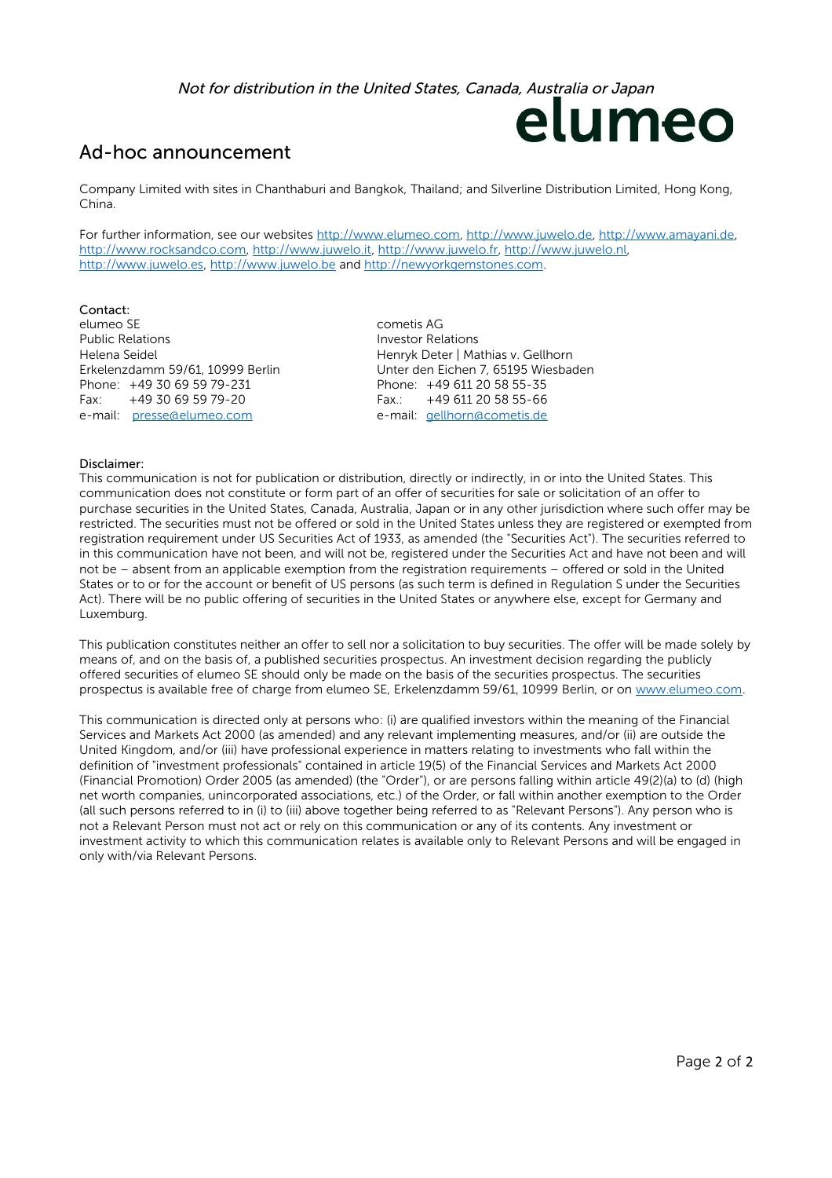Company Limited with sites in Chanthaburi and Bangkok, Thailand; and Silverline Distribution Limited, Hong Kong, China.

For further information, see our websites http://www.elumeo.com, http://www.juwelo.de, http://www.amayani.de, http://www.rocksandco.com, http://www.juwelo.it, http://www.juwelo.fr, http://www.juwelo.nl, http://www.juwelo.es, http://www.juwelo.be and http://newyorkgemstones.com.

Contact:

elumeo SE
Public Relations
Helena Seidel
Erkelenzdamm 59/61, 10999 Berlin
Phone: +49 30 69 59 79-231
Fax: +49 30 69 59 79-20
e-mail: presse@elumeo.com

cometis AG
Investor Relations
Henryk Deter | Mathias v. Gellhorn
Unter den Eichen 7, 65195 Wiesbaden
Phone: +49 611 20 58 55-35
Fax.: +49 611 20 58 55-66
e-mail: gellhorn@cometis.de

Disclaimer:

This communication is not for publication or distribution, directly or indirectly, in or into the United States. This communication does not constitute or form part of an offer of securities for sale or solicitation of an offer to purchase securities in the United States, Canada, Australia, Japan or in any other jurisdiction where such offer may be restricted. The securities must not be offered or sold in the United States unless they are registered or exempted from registration requirement under US Securities Act of 1933, as amended (the "Securities Act"). The securities referred to in this communication have not been, and will not be, registered under the Securities Act and have not been and will not be – absent from an applicable exemption from the registration requirements – offered or sold in the United States or to or for the account or benefit of US persons (as such term is defined in Regulation S under the Securities Act). There will be no public offering of securities in the United States or anywhere else, except for Germany and Luxemburg.

This publication constitutes neither an offer to sell nor a solicitation to buy securities. The offer will be made solely by means of, and on the basis of, a published securities prospectus. An investment decision regarding the publicly offered securities of elumeo SE should only be made on the basis of the securities prospectus. The securities prospectus is available free of charge from elumeo SE, Erkelenzdamm 59/61, 10999 Berlin, or on www.elumeo.com.

This communication is directed only at persons who: (i) are qualified investors within the meaning of the Financial Services and Markets Act 2000 (as amended) and any relevant implementing measures, and/or (ii) are outside the United Kingdom, and/or (iii) have professional experience in matters relating to investments who fall within the definition of "investment professionals" contained in article 19(5) of the Financial Services and Markets Act 2000 (Financial Promotion) Order 2005 (as amended) (the "Order"), or are persons falling within article 49(2)(a) to (d) (high net worth companies, unincorporated associations, etc.) of the Order, or fall within another exemption to the Order (all such persons referred to in (i) to (iii) above together being referred to as "Relevant Persons"). Any person who is not a Relevant Person must not act or rely on this communication or any of its contents. Any investment or investment activity to which this communication relates is available only to Relevant Persons and will be engaged in only with/via Relevant Persons.